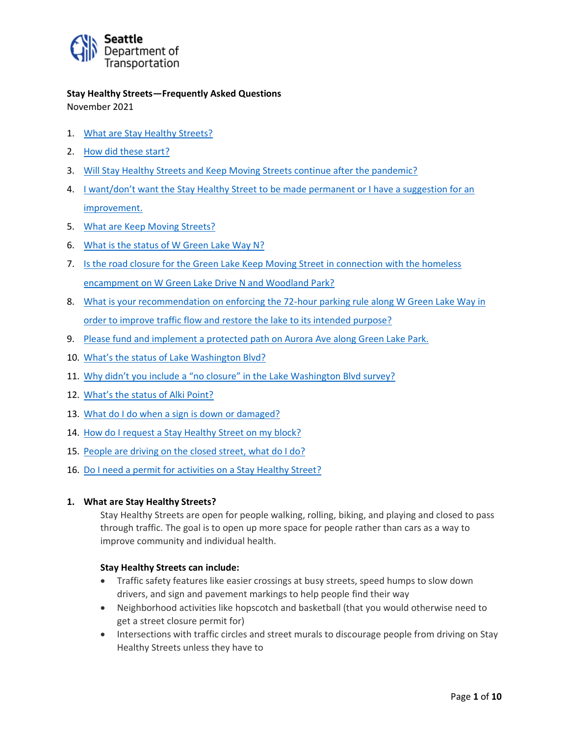Seattle Department of Transportation

**Stay Healthy Streets—Frequently Asked Questions**
November 2021

1. What are Stay Healthy Streets?
2. How did these start?
3. Will Stay Healthy Streets and Keep Moving Streets continue after the pandemic?
4. I want/don't want the Stay Healthy Street to be made permanent or I have a suggestion for an improvement.
5. What are Keep Moving Streets?
6. What is the status of W Green Lake Way N?
7. Is the road closure for the Green Lake Keep Moving Street in connection with the homeless encampment on W Green Lake Drive N and Woodland Park?
8. What is your recommendation on enforcing the 72-hour parking rule along W Green Lake Way in order to improve traffic flow and restore the lake to its intended purpose?
9. Please fund and implement a protected path on Aurora Ave along Green Lake Park.
10. What's the status of Lake Washington Blvd?
11. Why didn't you include a "no closure" in the Lake Washington Blvd survey?
12. What's the status of Alki Point?
13. What do I do when a sign is down or damaged?
14. How do I request a Stay Healthy Street on my block?
15. People are driving on the closed street, what do I do?
16. Do I need a permit for activities on a Stay Healthy Street?

### 1. What are Stay Healthy Streets?

Stay Healthy Streets are open for people walking, rolling, biking, and playing and closed to pass through traffic. The goal is to open up more space for people rather than cars as a way to improve community and individual health.

**Stay Healthy Streets can include:**

- Traffic safety features like easier crossings at busy streets, speed humps to slow down drivers, and sign and pavement markings to help people find their way
- Neighborhood activities like hopscotch and basketball (that you would otherwise need to get a street closure permit for)
- Intersections with traffic circles and street murals to discourage people from driving on Stay Healthy Streets unless they have to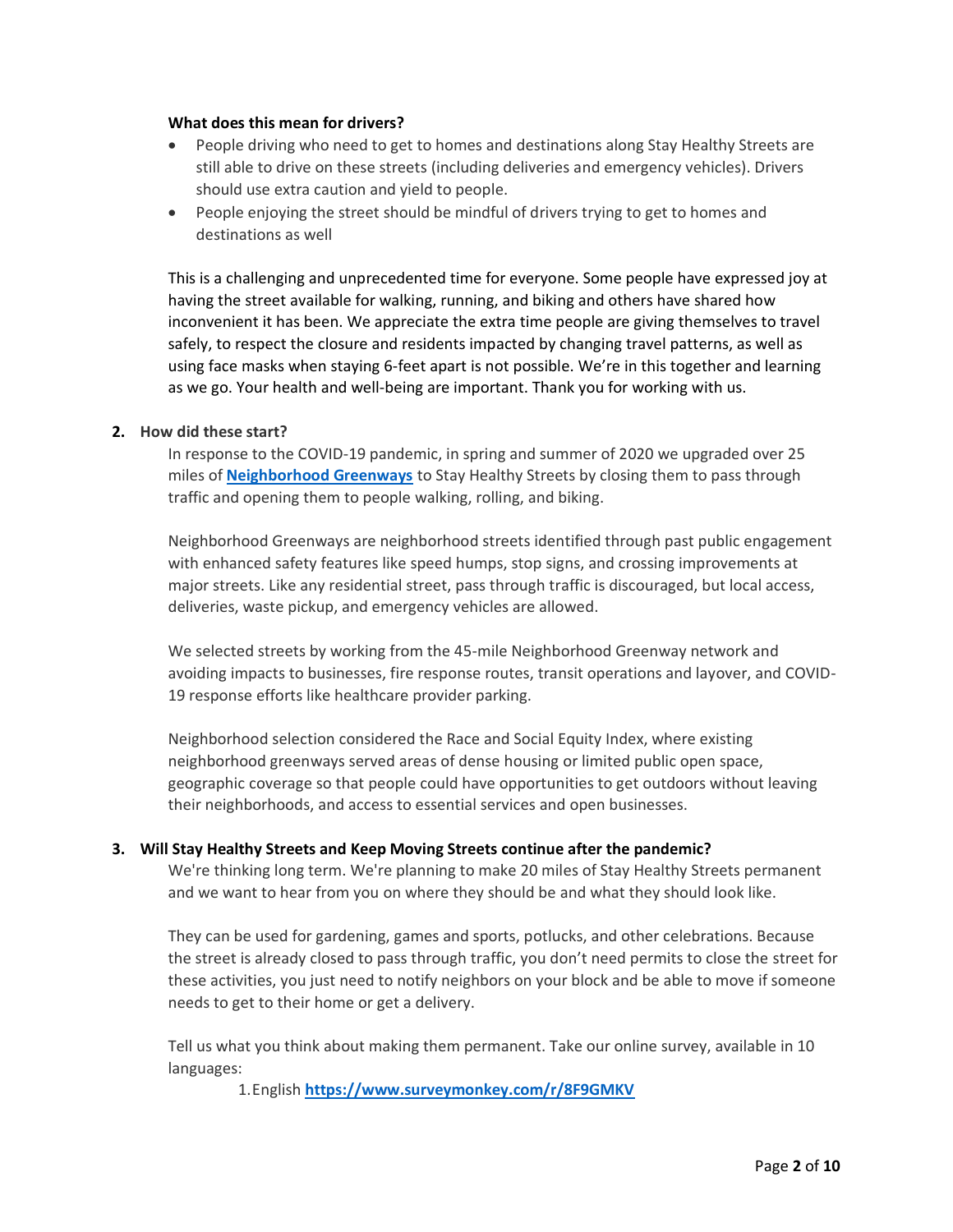**What does this mean for drivers?**

- People driving who need to get to homes and destinations along Stay Healthy Streets are still able to drive on these streets (including deliveries and emergency vehicles). Drivers should use extra caution and yield to people.
- People enjoying the street should be mindful of drivers trying to get to homes and destinations as well

This is a challenging and unprecedented time for everyone. Some people have expressed joy at having the street available for walking, running, and biking and others have shared how inconvenient it has been. We appreciate the extra time people are giving themselves to travel safely, to respect the closure and residents impacted by changing travel patterns, as well as using face masks when staying 6-feet apart is not possible. We're in this together and learning as we go. Your health and well-being are important. Thank you for working with us.

**2. How did these start?**

In response to the COVID-19 pandemic, in spring and summer of 2020 we upgraded over 25 miles of **[Neighborhood Greenways]** to Stay Healthy Streets by closing them to pass through traffic and opening them to people walking, rolling, and biking.

Neighborhood Greenways are neighborhood streets identified through past public engagement with enhanced safety features like speed humps, stop signs, and crossing improvements at major streets. Like any residential street, pass through traffic is discouraged, but local access, deliveries, waste pickup, and emergency vehicles are allowed.

We selected streets by working from the 45-mile Neighborhood Greenway network and avoiding impacts to businesses, fire response routes, transit operations and layover, and COVID-19 response efforts like healthcare provider parking.

Neighborhood selection considered the Race and Social Equity Index, where existing neighborhood greenways served areas of dense housing or limited public open space, geographic coverage so that people could have opportunities to get outdoors without leaving their neighborhoods, and access to essential services and open businesses.

**3. Will Stay Healthy Streets and Keep Moving Streets continue after the pandemic?**

We're thinking long term. We're planning to make 20 miles of Stay Healthy Streets permanent and we want to hear from you on where they should be and what they should look like.

They can be used for gardening, games and sports, potlucks, and other celebrations. Because the street is already closed to pass through traffic, you don't need permits to close the street for these activities, you just need to notify neighbors on your block and be able to move if someone needs to get to their home or get a delivery.

Tell us what you think about making them permanent. Take our online survey, available in 10 languages:

1. English **https://www.surveymonkey.com/r/8F9GMKV**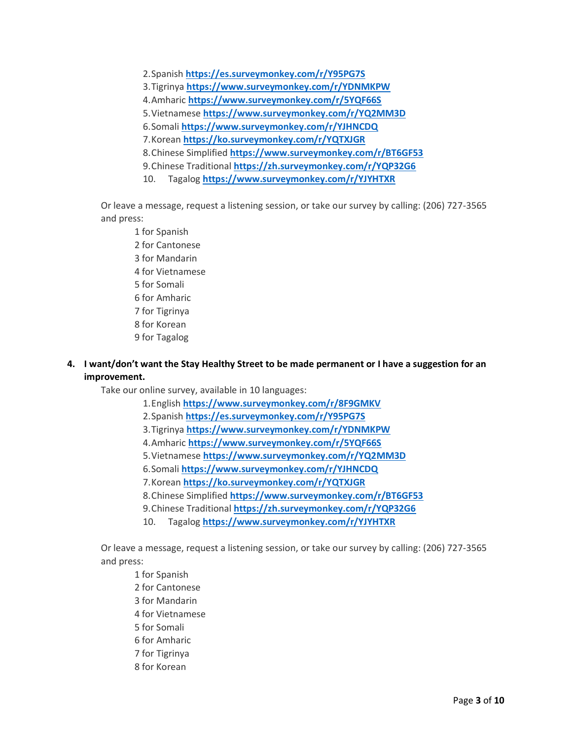2. Spanish **https://es.surveymonkey.com/r/Y95PG7S**
3. Tigrinya **https://www.surveymonkey.com/r/YDNMKPW**
4. Amharic **https://www.surveymonkey.com/r/5YQF66S**
5. Vietnamese **https://www.surveymonkey.com/r/YQ2MM3D**
6. Somali **https://www.surveymonkey.com/r/YJHNCDQ**
7. Korean **https://ko.surveymonkey.com/r/YQTXJGR**
8. Chinese Simplified **https://www.surveymonkey.com/r/BT6GF53**
9. Chinese Traditional **https://zh.surveymonkey.com/r/YQP32G6**
10. Tagalog **https://www.surveymonkey.com/r/YJYHTXR**

Or leave a message, request a listening session, or take our survey by calling: (206) 727-3565 and press:

1 for Spanish
2 for Cantonese
3 for Mandarin
4 for Vietnamese
5 for Somali
6 for Amharic
7 for Tigrinya
8 for Korean
9 for Tagalog

**4. I want/don't want the Stay Healthy Street to be made permanent or I have a suggestion for an improvement.**

Take our online survey, available in 10 languages:

1. English **https://www.surveymonkey.com/r/8F9GMKV**
2. Spanish **https://es.surveymonkey.com/r/Y95PG7S**
3. Tigrinya **https://www.surveymonkey.com/r/YDNMKPW**
4. Amharic **https://www.surveymonkey.com/r/5YQF66S**
5. Vietnamese **https://www.surveymonkey.com/r/YQ2MM3D**
6. Somali **https://www.surveymonkey.com/r/YJHNCDQ**
7. Korean **https://ko.surveymonkey.com/r/YQTXJGR**
8. Chinese Simplified **https://www.surveymonkey.com/r/BT6GF53**
9. Chinese Traditional **https://zh.surveymonkey.com/r/YQP32G6**
10. Tagalog **https://www.surveymonkey.com/r/YJYHTXR**

Or leave a message, request a listening session, or take our survey by calling: (206) 727-3565 and press:

1 for Spanish
2 for Cantonese
3 for Mandarin
4 for Vietnamese
5 for Somali
6 for Amharic
7 for Tigrinya
8 for Korean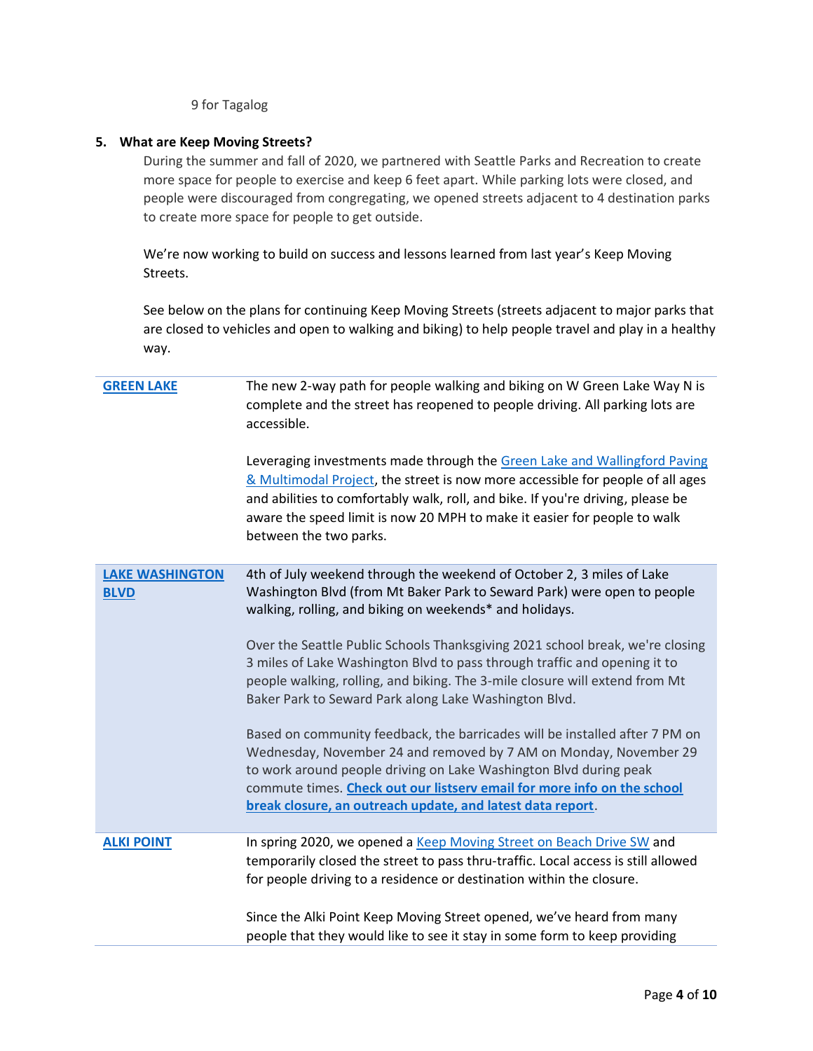9 for Tagalog

5. **What are Keep Moving Streets?**

   During the summer and fall of 2020, we partnered with Seattle Parks and Recreation to create more space for people to exercise and keep 6 feet apart. While parking lots were closed, and people were discouraged from congregating, we opened streets adjacent to 4 destination parks to create more space for people to get outside.

   We're now working to build on success and lessons learned from last year's Keep Moving Streets.

   See below on the plans for continuing Keep Moving Streets (streets adjacent to major parks that are closed to vehicles and open to walking and biking) to help people travel and play in a healthy way.

| | |
|---|---|
| **GREEN LAKE** | The new 2-way path for people walking and biking on W Green Lake Way N is complete and the street has reopened to people driving. All parking lots are accessible.<br><br>Leveraging investments made through the Green Lake and Wallingford Paving & Multimodal Project, the street is now more accessible for people of all ages and abilities to comfortably walk, roll, and bike. If you're driving, please be aware the speed limit is now 20 MPH to make it easier for people to walk between the two parks. |
| **LAKE WASHINGTON BLVD** | 4th of July weekend through the weekend of October 2, 3 miles of Lake Washington Blvd (from Mt Baker Park to Seward Park) were open to people walking, rolling, and biking on weekends* and holidays.<br><br>Over the Seattle Public Schools Thanksgiving 2021 school break, we're closing 3 miles of Lake Washington Blvd to pass through traffic and opening it to people walking, rolling, and biking. The 3-mile closure will extend from Mt Baker Park to Seward Park along Lake Washington Blvd.<br><br>Based on community feedback, the barricades will be installed after 7 PM on Wednesday, November 24 and removed by 7 AM on Monday, November 29 to work around people driving on Lake Washington Blvd during peak commute times. **Check out our listserv email for more info on the school break closure, an outreach update, and latest data report**. |
| **ALKI POINT** | In spring 2020, we opened a Keep Moving Street on Beach Drive SW and temporarily closed the street to pass thru-traffic. Local access is still allowed for people driving to a residence or destination within the closure.<br><br>Since the Alki Point Keep Moving Street opened, we've heard from many people that they would like to see it stay in some form to keep providing |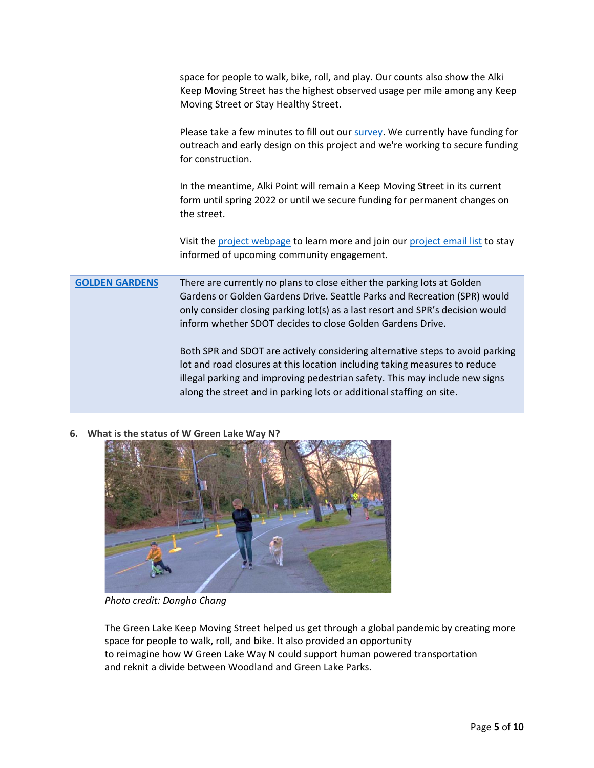| | |
|---|---|
| | space for people to walk, bike, roll, and play. Our counts also show the Alki Keep Moving Street has the highest observed usage per mile among any Keep Moving Street or Stay Healthy Street.<br><br>Please take a few minutes to fill out our survey. We currently have funding for outreach and early design on this project and we're working to secure funding for construction.<br><br>In the meantime, Alki Point will remain a Keep Moving Street in its current form until spring 2022 or until we secure funding for permanent changes on the street.<br><br>Visit the project webpage to learn more and join our project email list to stay informed of upcoming community engagement. |
| **GOLDEN GARDENS** | There are currently no plans to close either the parking lots at Golden Gardens or Golden Gardens Drive. Seattle Parks and Recreation (SPR) would only consider closing parking lot(s) as a last resort and SPR's decision would inform whether SDOT decides to close Golden Gardens Drive.<br><br>Both SPR and SDOT are actively considering alternative steps to avoid parking lot and road closures at this location including taking measures to reduce illegal parking and improving pedestrian safety. This may include new signs along the street and in parking lots or additional staffing on site. |

**6. What is the status of W Green Lake Way N?**

*Photo credit: Dongho Chang*

The Green Lake Keep Moving Street helped us get through a global pandemic by creating more space for people to walk, roll, and bike. It also provided an opportunity to reimagine how W Green Lake Way N could support human powered transportation and reknit a divide between Woodland and Green Lake Parks.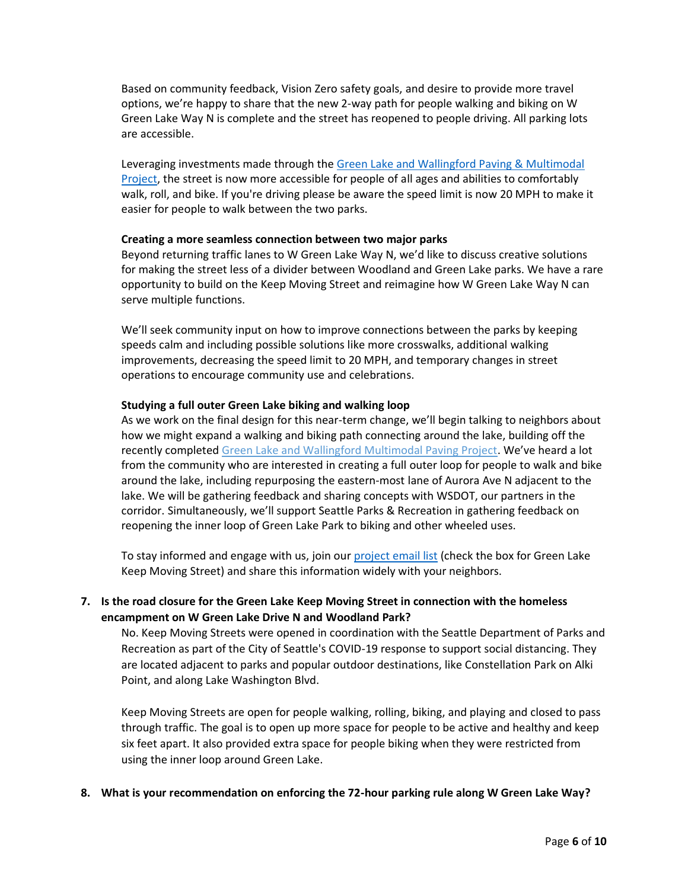Based on community feedback, Vision Zero safety goals, and desire to provide more travel options, we're happy to share that the new 2-way path for people walking and biking on W Green Lake Way N is complete and the street has reopened to people driving. All parking lots are accessible.

Leveraging investments made through the [Green Lake and Wallingford Paving & Multimodal Project](), the street is now more accessible for people of all ages and abilities to comfortably walk, roll, and bike. If you're driving please be aware the speed limit is now 20 MPH to make it easier for people to walk between the two parks.

**Creating a more seamless connection between two major parks**

Beyond returning traffic lanes to W Green Lake Way N, we'd like to discuss creative solutions for making the street less of a divider between Woodland and Green Lake parks. We have a rare opportunity to build on the Keep Moving Street and reimagine how W Green Lake Way N can serve multiple functions.

We'll seek community input on how to improve connections between the parks by keeping speeds calm and including possible solutions like more crosswalks, additional walking improvements, decreasing the speed limit to 20 MPH, and temporary changes in street operations to encourage community use and celebrations.

**Studying a full outer Green Lake biking and walking loop**

As we work on the final design for this near-term change, we'll begin talking to neighbors about how we might expand a walking and biking path connecting around the lake, building off the recently completed [Green Lake and Wallingford Multimodal Paving Project](). We've heard a lot from the community who are interested in creating a full outer loop for people to walk and bike around the lake, including repurposing the eastern-most lane of Aurora Ave N adjacent to the lake. We will be gathering feedback and sharing concepts with WSDOT, our partners in the corridor. Simultaneously, we'll support Seattle Parks & Recreation in gathering feedback on reopening the inner loop of Green Lake Park to biking and other wheeled uses.

To stay informed and engage with us, join our [project email list]() (check the box for Green Lake Keep Moving Street) and share this information widely with your neighbors.

7. **Is the road closure for the Green Lake Keep Moving Street in connection with the homeless encampment on W Green Lake Drive N and Woodland Park?**

   No. Keep Moving Streets were opened in coordination with the Seattle Department of Parks and Recreation as part of the City of Seattle's COVID-19 response to support social distancing. They are located adjacent to parks and popular outdoor destinations, like Constellation Park on Alki Point, and along Lake Washington Blvd.

   Keep Moving Streets are open for people walking, rolling, biking, and playing and closed to pass through traffic. The goal is to open up more space for people to be active and healthy and keep six feet apart. It also provided extra space for people biking when they were restricted from using the inner loop around Green Lake.

8. **What is your recommendation on enforcing the 72-hour parking rule along W Green Lake Way?**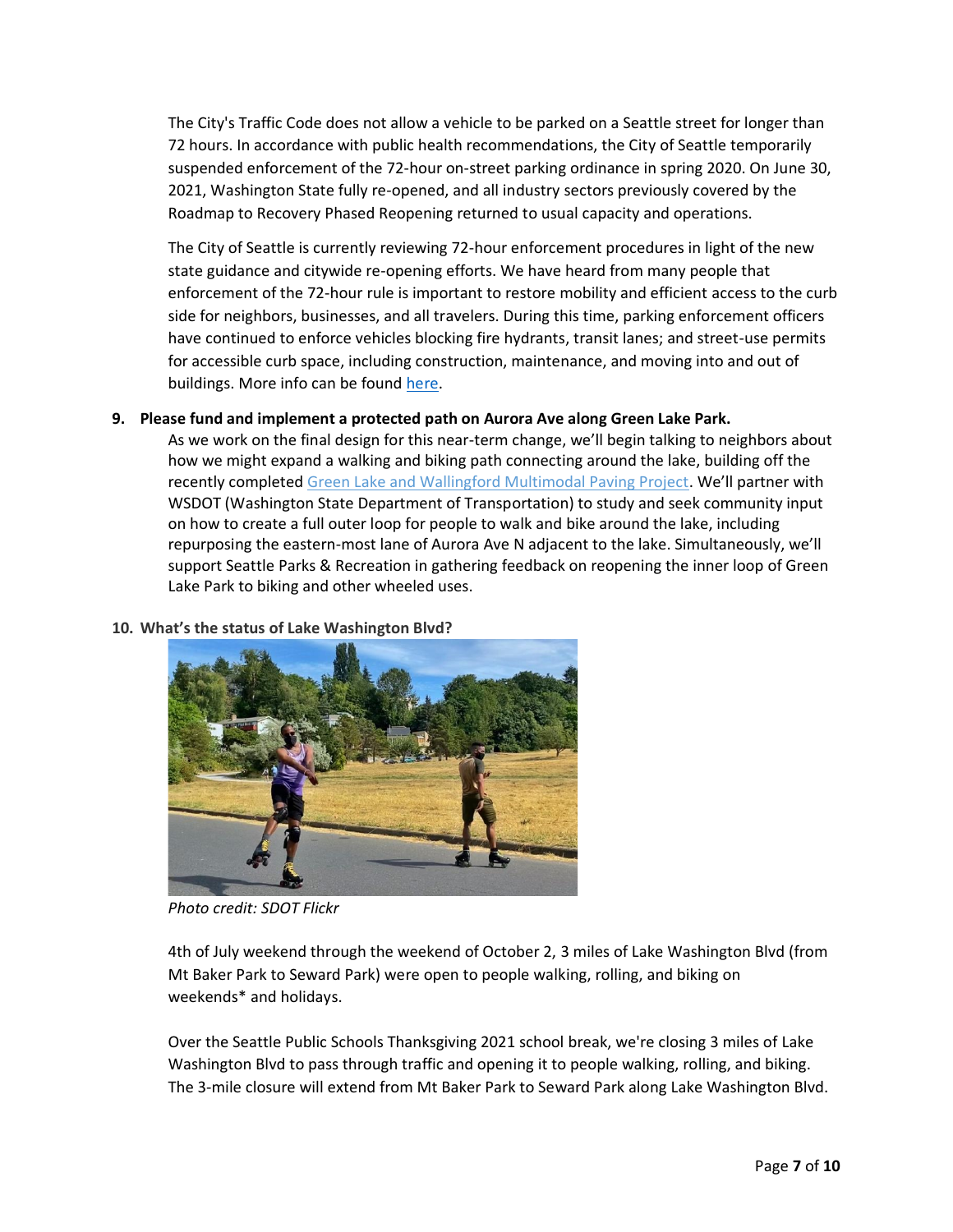The City's Traffic Code does not allow a vehicle to be parked on a Seattle street for longer than 72 hours. In accordance with public health recommendations, the City of Seattle temporarily suspended enforcement of the 72-hour on-street parking ordinance in spring 2020. On June 30, 2021, Washington State fully re-opened, and all industry sectors previously covered by the Roadmap to Recovery Phased Reopening returned to usual capacity and operations.

The City of Seattle is currently reviewing 72-hour enforcement procedures in light of the new state guidance and citywide re-opening efforts. We have heard from many people that enforcement of the 72-hour rule is important to restore mobility and efficient access to the curb side for neighbors, businesses, and all travelers. During this time, parking enforcement officers have continued to enforce vehicles blocking fire hydrants, transit lanes; and street-use permits for accessible curb space, including construction, maintenance, and moving into and out of buildings. More info can be found here.

**9. Please fund and implement a protected path on Aurora Ave along Green Lake Park.**

As we work on the final design for this near-term change, we'll begin talking to neighbors about how we might expand a walking and biking path connecting around the lake, building off the recently completed Green Lake and Wallingford Multimodal Paving Project. We'll partner with WSDOT (Washington State Department of Transportation) to study and seek community input on how to create a full outer loop for people to walk and bike around the lake, including repurposing the eastern-most lane of Aurora Ave N adjacent to the lake. Simultaneously, we'll support Seattle Parks & Recreation in gathering feedback on reopening the inner loop of Green Lake Park to biking and other wheeled uses.

**10. What's the status of Lake Washington Blvd?**

*Photo credit: SDOT Flickr*

4th of July weekend through the weekend of October 2, 3 miles of Lake Washington Blvd (from Mt Baker Park to Seward Park) were open to people walking, rolling, and biking on weekends* and holidays.

Over the Seattle Public Schools Thanksgiving 2021 school break, we're closing 3 miles of Lake Washington Blvd to pass through traffic and opening it to people walking, rolling, and biking. The 3-mile closure will extend from Mt Baker Park to Seward Park along Lake Washington Blvd.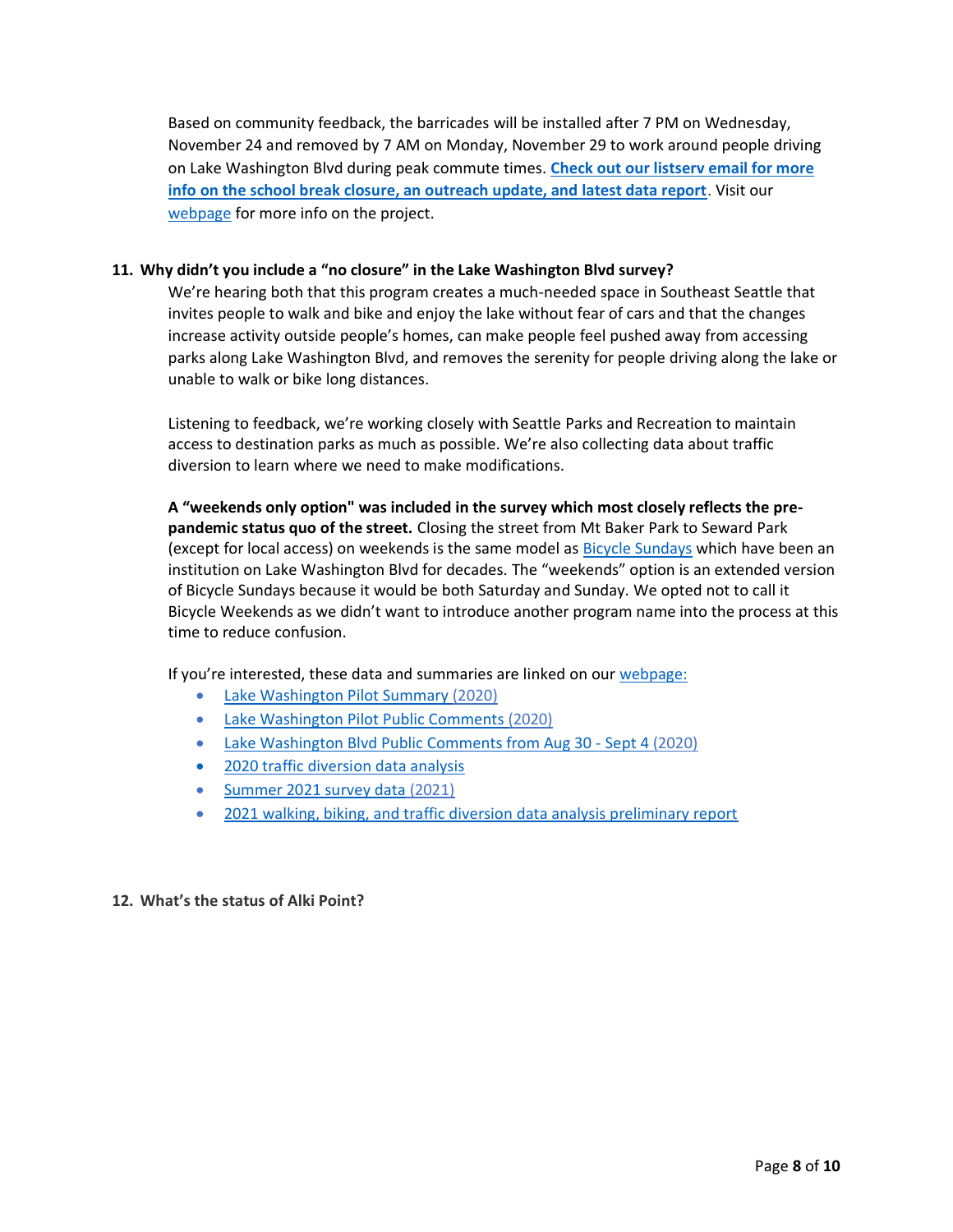Based on community feedback, the barricades will be installed after 7 PM on Wednesday, November 24 and removed by 7 AM on Monday, November 29 to work around people driving on Lake Washington Blvd during peak commute times. **Check out our listserv email for more info on the school break closure, an outreach update, and latest data report**. Visit our webpage for more info on the project.

## 11. Why didn't you include a "no closure" in the Lake Washington Blvd survey?

We're hearing both that this program creates a much-needed space in Southeast Seattle that invites people to walk and bike and enjoy the lake without fear of cars and that the changes increase activity outside people's homes, can make people feel pushed away from accessing parks along Lake Washington Blvd, and removes the serenity for people driving along the lake or unable to walk or bike long distances.

Listening to feedback, we're working closely with Seattle Parks and Recreation to maintain access to destination parks as much as possible. We're also collecting data about traffic diversion to learn where we need to make modifications.

**A "weekends only option" was included in the survey which most closely reflects the pre-pandemic status quo of the street.** Closing the street from Mt Baker Park to Seward Park (except for local access) on weekends is the same model as Bicycle Sundays which have been an institution on Lake Washington Blvd for decades. The "weekends" option is an extended version of Bicycle Sundays because it would be both Saturday and Sunday. We opted not to call it Bicycle Weekends as we didn't want to introduce another program name into the process at this time to reduce confusion.

If you're interested, these data and summaries are linked on our webpage:

- Lake Washington Pilot Summary (2020)
- Lake Washington Pilot Public Comments (2020)
- Lake Washington Blvd Public Comments from Aug 30 - Sept 4 (2020)
- 2020 traffic diversion data analysis
- Summer 2021 survey data (2021)
- 2021 walking, biking, and traffic diversion data analysis preliminary report

## 12. What's the status of Alki Point?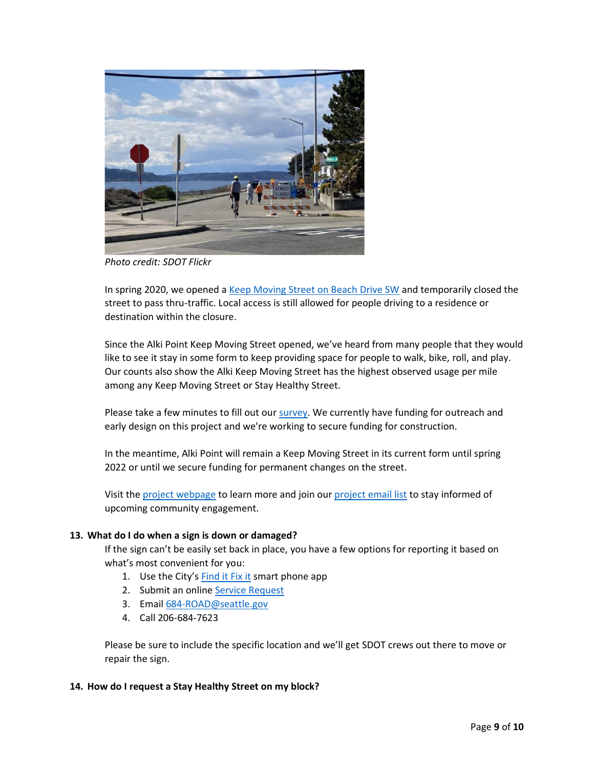*Photo credit: SDOT Flickr*

In spring 2020, we opened a [Keep Moving Street on Beach Drive SW]() and temporarily closed the street to pass thru-traffic. Local access is still allowed for people driving to a residence or destination within the closure.

Since the Alki Point Keep Moving Street opened, we've heard from many people that they would like to see it stay in some form to keep providing space for people to walk, bike, roll, and play. Our counts also show the Alki Keep Moving Street has the highest observed usage per mile among any Keep Moving Street or Stay Healthy Street.

Please take a few minutes to fill out our [survey](). We currently have funding for outreach and early design on this project and we're working to secure funding for construction.

In the meantime, Alki Point will remain a Keep Moving Street in its current form until spring 2022 or until we secure funding for permanent changes on the street.

Visit the [project webpage]() to learn more and join our [project email list]() to stay informed of upcoming community engagement.

**13. What do I do when a sign is down or damaged?**

If the sign can't be easily set back in place, you have a few options for reporting it based on what's most convenient for you:

1. Use the City's [Find it Fix it]() smart phone app
2. Submit an online [Service Request]()
3. Email [684-ROAD@seattle.gov]()
4. Call 206-684-7623

Please be sure to include the specific location and we'll get SDOT crews out there to move or repair the sign.

**14. How do I request a Stay Healthy Street on my block?**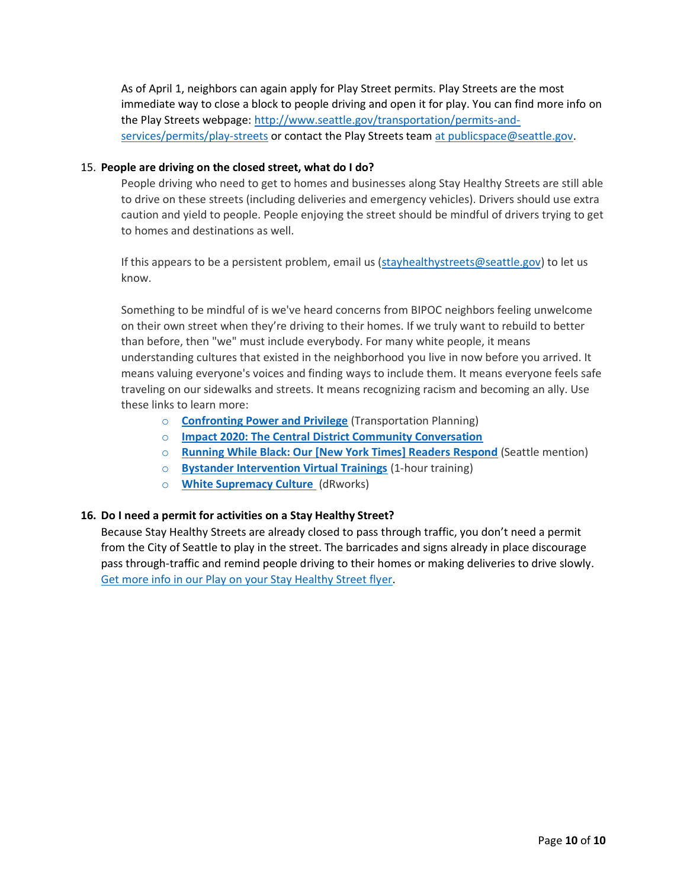As of April 1, neighbors can again apply for Play Street permits. Play Streets are the most immediate way to close a block to people driving and open it for play. You can find more info on the Play Streets webpage: [http://www.seattle.gov/transportation/permits-and-services/permits/play-streets](http://www.seattle.gov/transportation/permits-and-services/permits/play-streets) or contact the Play Streets team [at publicspace@seattle.gov](mailto:publicspace@seattle.gov).

15. **People are driving on the closed street, what do I do?**

    People driving who need to get to homes and businesses along Stay Healthy Streets are still able to drive on these streets (including deliveries and emergency vehicles). Drivers should use extra caution and yield to people. People enjoying the street should be mindful of drivers trying to get to homes and destinations as well.

    If this appears to be a persistent problem, email us ([stayhealthystreets@seattle.gov](mailto:stayhealthystreets@seattle.gov)) to let us know.

    Something to be mindful of is we've heard concerns from BIPOC neighbors feeling unwelcome on their own street when they're driving to their homes. If we truly want to rebuild to better than before, then "we" must include everybody. For many white people, it means understanding cultures that existed in the neighborhood you live in now before you arrived. It means valuing everyone's voices and finding ways to include them. It means everyone feels safe traveling on our sidewalks and streets. It means recognizing racism and becoming an ally. Use these links to learn more:

    - **Confronting Power and Privilege** (Transportation Planning)
    - **Impact 2020: The Central District Community Conversation**
    - **Running While Black: Our [New York Times] Readers Respond** (Seattle mention)
    - **Bystander Intervention Virtual Trainings** (1-hour training)
    - **White Supremacy Culture** (dRworks)

16. **Do I need a permit for activities on a Stay Healthy Street?**

    Because Stay Healthy Streets are already closed to pass through traffic, you don't need a permit from the City of Seattle to play in the street. The barricades and signs already in place discourage pass through-traffic and remind people driving to their homes or making deliveries to drive slowly. Get more info in our Play on your Stay Healthy Street flyer.